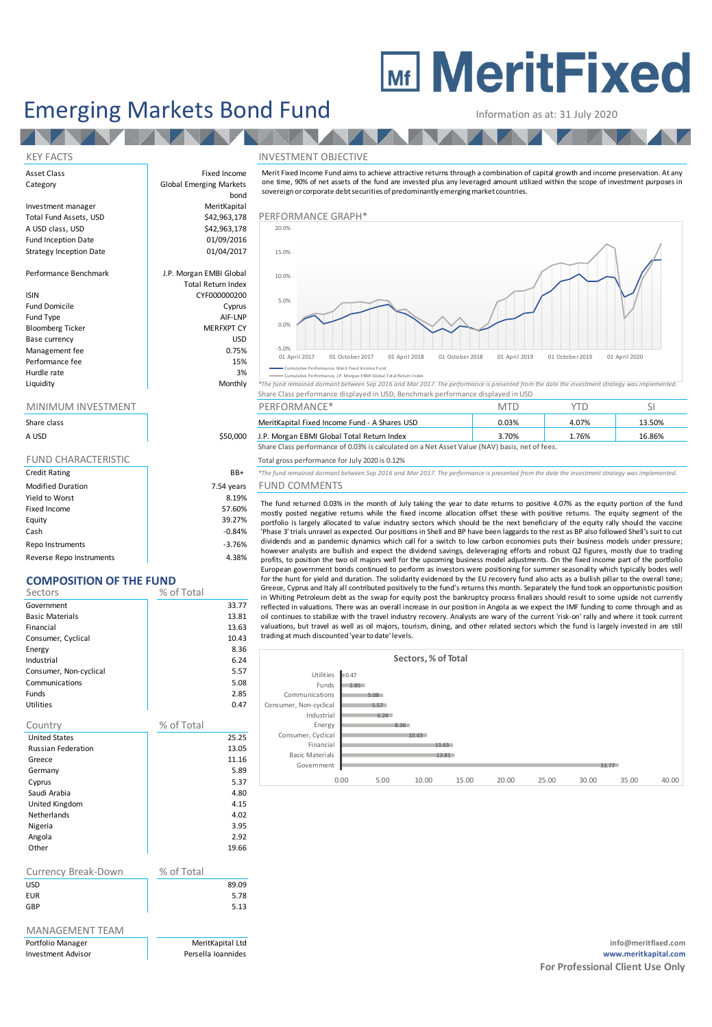# MeritFixed

# Emerging Markets Bond Fund

Information as at: 31 July 2020

## KEY FACTS

| | |
|---|---|
| Asset Class | Fixed Income |
| Category | Global Emerging Markets bond |
| Investment manager | MeritKapital |
| Total Fund Assets, USD | $42,963,178 |
| A USD class, USD | $42,963,178 |
| Fund Inception Date | 01/09/2016 |
| Strategy Inception Date | 01/04/2017 |
| Performance Benchmark | J.P. Morgan EMBI Global Total Return Index |
| ISIN | CYF000000200 |
| Fund Domicile | Cyprus |
| Fund Type | AIF-LNP |
| Bloomberg Ticker | MERFXPT CY |
| Base currency | USD |
| Management fee | 0.75% |
| Performance fee | 15% |
| Hurdle rate | 3% |
| Liquidity | Monthly |

## MINIMUM INVESTMENT

| Share class | |
|---|---|
| A USD | $50,000 |

## FUND CHARACTERISTIC

| | |
|---|---|
| Credit Rating | BB+ |
| Modified Duration | 7.54 years |
| Yield to Worst | 8.19% |
| Fixed Income | 57.60% |
| Equity | 39.27% |
| Cash | -0.84% |
| Repo Instruments | -3.76% |
| Reverse Repo Instruments | 4.38% |

## COMPOSITION OF THE FUND

| Sectors | % of Total |
|---|---|
| Government | 33.77 |
| Basic Materials | 13.81 |
| Financial | 13.63 |
| Consumer, Cyclical | 10.43 |
| Energy | 8.36 |
| Industrial | 6.24 |
| Consumer, Non-cyclical | 5.57 |
| Communications | 5.08 |
| Funds | 2.85 |
| Utilities | 0.47 |

| Country | % of Total |
|---|---|
| United States | 25.25 |
| Russian Federation | 13.05 |
| Greece | 11.16 |
| Germany | 5.89 |
| Cyprus | 5.37 |
| Saudi Arabia | 4.80 |
| United Kingdom | 4.15 |
| Netherlands | 4.02 |
| Nigeria | 3.95 |
| Angola | 2.92 |
| Other | 19.66 |

| Currency Break-Down | % of Total |
|---|---|
| USD | 89.09 |
| EUR | 5.78 |
| GBP | 5.13 |

## MANAGEMENT TEAM

| | |
|---|---|
| Portfolio Manager | MeritKapital Ltd |
| Investment Advisor | Persella Ioannides |

## INVESTMENT OBJECTIVE

Merit Fixed Income Fund aims to achieve attractive returns through a combination of capital growth and income preservation. At any one time, 90% of net assets of the fund are invested plus any leveraged amount utilized within the scope of investment purposes in sovereign or corporate debt securities of predominantly emerging market countries.

## PERFORMANCE GRAPH*

Cumulative Performance, Merit Fixed Income Fund
Cumulative Performance, J.P. Morgan EMBI Global Total Return Index

*The fund remained dormant between Sep 2016 and Mar 2017. The performance is presented from the date the investment strategy was implemented.

Share Class performance displayed in USD, Benchmark performance displayed in USD

| PERFORMANCE* | MTD | YTD | SI |
|---|---|---|---|
| MeritKapital Fixed Income Fund - A Shares USD | 0.03% | 4.07% | 13.50% |
| J.P. Morgan EMBI Global Total Return Index | 3.70% | 1.76% | 16.86% |

Share Class performance of 0.03% is calculated on a Net Asset Value (NAV) basis, net of fees.

Total gross performance for July 2020 is 0.12%

*The fund remained dormant between Sep 2016 and Mar 2017. The performance is presented from the date the investment strategy was implemented.

## FUND COMMENTS

The fund returned 0.03% in the month of July taking the year to date returns to positive 4.07% as the equity portion of the fund mostly posted negative returns while the fixed income allocation offset these with positive returns. The equity segment of the portfolio is largely allocated to value industry sectors which should be the next beneficiary of the equity rally should the vaccine 'Phase 3' trials unravel as expected. Our positions in Shell and BP have been laggards to the rest as BP also followed Shell's suit to cut dividends and as pandemic dynamics which call for a switch to low carbon economies puts their business models under pressure; however analysts are bullish and expect the dividend savings, deleveraging efforts and robust Q2 figures, mostly due to trading profits, to position the two oil majors well for the upcoming business model adjustments. On the fixed income part of the portfolio European government bonds continued to perform as investors were positioning for summer seasonality which typically bodes well for the hunt for yield and duration. The solidarity evidenced by the EU recovery fund also acts as a bullish pillar to the overall tone; Greece, Cyprus and Italy all contributed positively to the fund's returns this month. Separately the fund took an opportunistic position in Whiting Petroleum debt as the swap for equity post the bankruptcy process finalizes should result to some upside not currently reflected in valuations. There was an overall increase in our position in Angola as we expect the IMF funding to come through and as oil continues to stabilize with the travel industry recovery. Analysts are wary of the current 'risk-on' rally and where it took current valuations, but travel as well as oil majors, tourism, dining, and other related sectors which the fund is largely invested in are still trading at much discounted 'year to date' levels.

**Sectors, % of Total**

| Sector | % of Total |
|---|---|
| Utilities | 0.47 |
| Funds | 2.85 |
| Communications | 5.08 |
| Consumer, Non-cyclical | 5.57 |
| Industrial | 6.24 |
| Energy | 8.36 |
| Consumer, Cyclical | 10.43 |
| Financial | 13.63 |
| Basic Materials | 13.81 |
| Government | 33.77 |

info@meritfixed.com
**www.meritkapital.com**
**For Professional Client Use Only**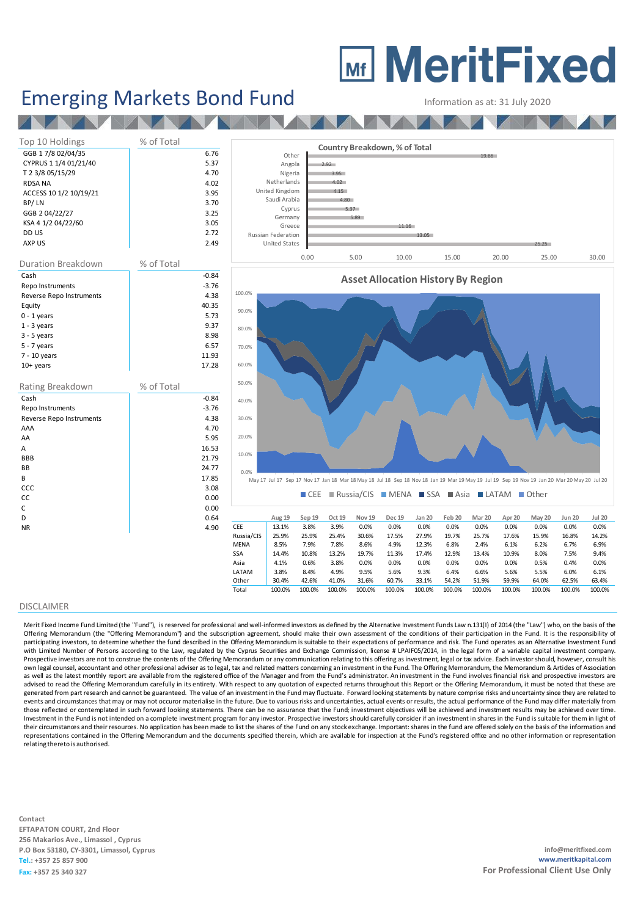# MeritFixed

## Emerging Markets Bond Fund

Information as at: 31 July 2020

| Top 10 Holdings | % of Total |
|---|---|
| GGB 1 7/8 02/04/35 | 6.76 |
| CYPRUS 1 1/4 01/21/40 | 5.37 |
| T 2 3/8 05/15/29 | 4.70 |
| RDSA NA | 4.02 |
| ACCESS 10 1/2 10/19/21 | 3.95 |
| BP/ LN | 3.70 |
| GGB 2 04/22/27 | 3.25 |
| KSA 4 1/2 04/22/60 | 3.05 |
| DD US | 2.72 |
| AXP US | 2.49 |

| Duration Breakdown | % of Total |
|---|---|
| Cash | -0.84 |
| Repo Instruments | -3.76 |
| Reverse Repo Instruments | 4.38 |
| Equity | 40.35 |
| 0 - 1 years | 5.73 |
| 1 - 3 years | 9.37 |
| 3 - 5 years | 8.98 |
| 5 - 7 years | 6.57 |
| 7 - 10 years | 11.93 |
| 10+ years | 17.28 |

| Rating Breakdown | % of Total |
|---|---|
| Cash | -0.84 |
| Repo Instruments | -3.76 |
| Reverse Repo Instruments | 4.38 |
| AAA | 4.70 |
| AA | 5.95 |
| A | 16.53 |
| BBB | 21.79 |
| BB | 24.77 |
| B | 17.85 |
| CCC | 3.08 |
| CC | 0.00 |
| C | 0.00 |
| D | 0.64 |
| NR | 4.90 |

Country Breakdown, % of Total

Other 19.66
Angola 2.92
Nigeria 3.95
Netherlands 4.02
United Kingdom 4.15
Saudi Arabia 4.80
Cyprus 5.37
Germany 5.89
Greece 11.16
Russian Federation 13.05
United States 25.25

0.00 5.00 10.00 15.00 20.00 25.00 30.00

Asset Allocation History By Region

100.0% 90.0% 80.0% 70.0% 60.0% 50.0% 40.0% 30.0% 20.0% 10.0% 0.0%

May 17 Jul 17 Sep 17 Nov 17 Jan 18 Mar 18 May 18 Jul 18 Sep 18 Nov 18 Jan 19 Mar 19 May 19 Jul 19 Sep 19 Nov 19 Jan 20 Mar 20 May 20 Jul 20

CEE Russia/CIS MENA SSA Asia LATAM Other

| | Aug 19 | Sep 19 | Oct 19 | Nov 19 | Dec 19 | Jan 20 | Feb 20 | Mar 20 | Apr 20 | May 20 | Jun 20 | Jul 20 |
|---|---|---|---|---|---|---|---|---|---|---|---|---|
| CEE | 13.1% | 3.8% | 3.9% | 0.0% | 0.0% | 0.0% | 0.0% | 0.0% | 0.0% | 0.0% | 0.0% | 0.0% |
| Russia/CIS | 25.9% | 25.9% | 25.4% | 30.6% | 17.5% | 27.9% | 19.7% | 25.7% | 17.6% | 15.9% | 16.8% | 14.2% |
| MENA | 8.5% | 7.9% | 7.8% | 8.6% | 4.9% | 12.3% | 6.8% | 2.4% | 6.1% | 6.2% | 6.7% | 6.9% |
| SSA | 14.4% | 10.8% | 13.2% | 19.7% | 11.3% | 17.4% | 12.9% | 13.4% | 10.9% | 8.0% | 7.5% | 9.4% |
| Asia | 4.1% | 0.6% | 3.8% | 0.0% | 0.0% | 0.0% | 0.0% | 0.0% | 0.0% | 0.5% | 0.4% | 0.0% |
| LATAM | 3.8% | 8.4% | 4.9% | 9.5% | 5.6% | 9.3% | 6.4% | 6.6% | 5.6% | 5.5% | 6.0% | 6.1% |
| Other | 30.4% | 42.6% | 41.0% | 31.6% | 60.7% | 33.1% | 54.2% | 51.9% | 59.9% | 64.0% | 62.5% | 63.4% |
| Total | 100.0% | 100.0% | 100.0% | 100.0% | 100.0% | 100.0% | 100.0% | 100.0% | 100.0% | 100.0% | 100.0% | 100.0% |

## DISCLAIMER

Merit Fixed Income Fund Limited (the "Fund"), is reserved for professional and well-informed investors as defined by the Alternative Investment Funds Law n.131(I) of 2014 (the "Law") who, on the basis of the Offering Memorandum (the "Offering Memorandum") and the subscription agreement, should make their own assessment of the conditions of their participation in the Fund. It is the responsibility of participating investors, to determine whether the fund described in the Offering Memorandum is suitable to their expectations of performance and risk. The Fund operates as an Alternative Investment Fund with Limited Number of Persons according to the Law, regulated by the Cyprus Securities and Exchange Commission, license # LPAIF05/2014, in the legal form of a variable capital investment company. Prospective investors are not to construe the contents of the Offering Memorandum or any communication relating to this offering as investment, legal or tax advice. Each investor should, however, consult his own legal counsel, accountant and other professional adviser as to legal, tax and related matters concerning an investment in the Fund. The Offering Memorandum, the Memorandum & Artides of Association as well as the latest monthly report are available from the registered office of the Manager and from the Fund's administrator. An investment in the Fund involves financial risk and prospective investors are advised to read the Offering Memorandum carefully in its entirety. With respect to any quotation of expected returns throughout this Report or the Offering Memorandum, it must be noted that these are generated from part research and cannot be guaranteed. The value of an investment in the Fund may fluctuate. Forward looking statements by nature comprise risks and uncertainty since they are related to events and circumstances that may or may not occurr materialise in the future. Due to various risks and uncertainties, actual events or results, the actual performance of the Fund may differ materially from those reflected or contemplated in such forward looking statements. There can be no assurance that the Fund; investment objectives will be achieved and investment results may be achieved over time. Investment in the Fund is not intended on a complete investment program for any investor. Prospective investors should carefully consider if an investment in shares in the Fund is suitable for them in light of their circumstances and their resources. No application has been made to list the shares of the Fund on any stock exchange. Important: shares in the fund are offered solely on the basis of the information and representations contained in the Offering Memorandum and the documents specified therein, which are available for inspection at the Fund's registered office and no other information or representation relating thereto is authorised.

**Contact**
**EFTAPATON COURT, 2nd Floor**
**256 Makarios Ave., Limassol , Cyprus**
**P.O Box 53180, CY-3301, Limassol, Cyprus**
**Tel.: +357 25 857 900**
**Fax: +357 25 340 327**

**info@meritfixed.com**
**www.meritkapital.com**
**For Professional Client Use Only**